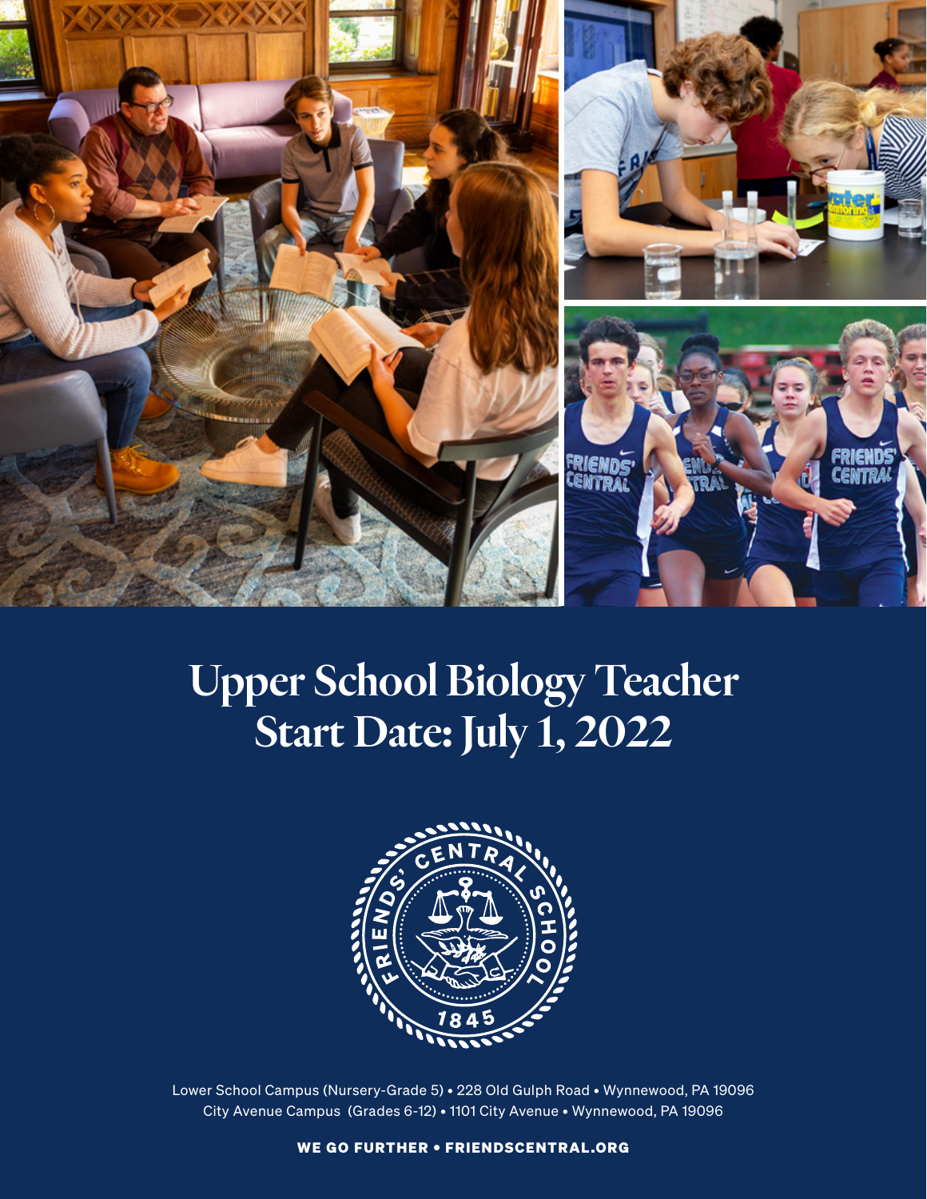# Upper School Biology Teacher
# Start Date: July 1, 2022

Lower School Campus (Nursery-Grade 5) • 228 Old Gulph Road • Wynnewood, PA 19096
City Avenue Campus (Grades 6-12) • 1101 City Avenue • Wynnewood, PA 19096

**WE GO FURTHER • FRIENDSCENTRAL.ORG**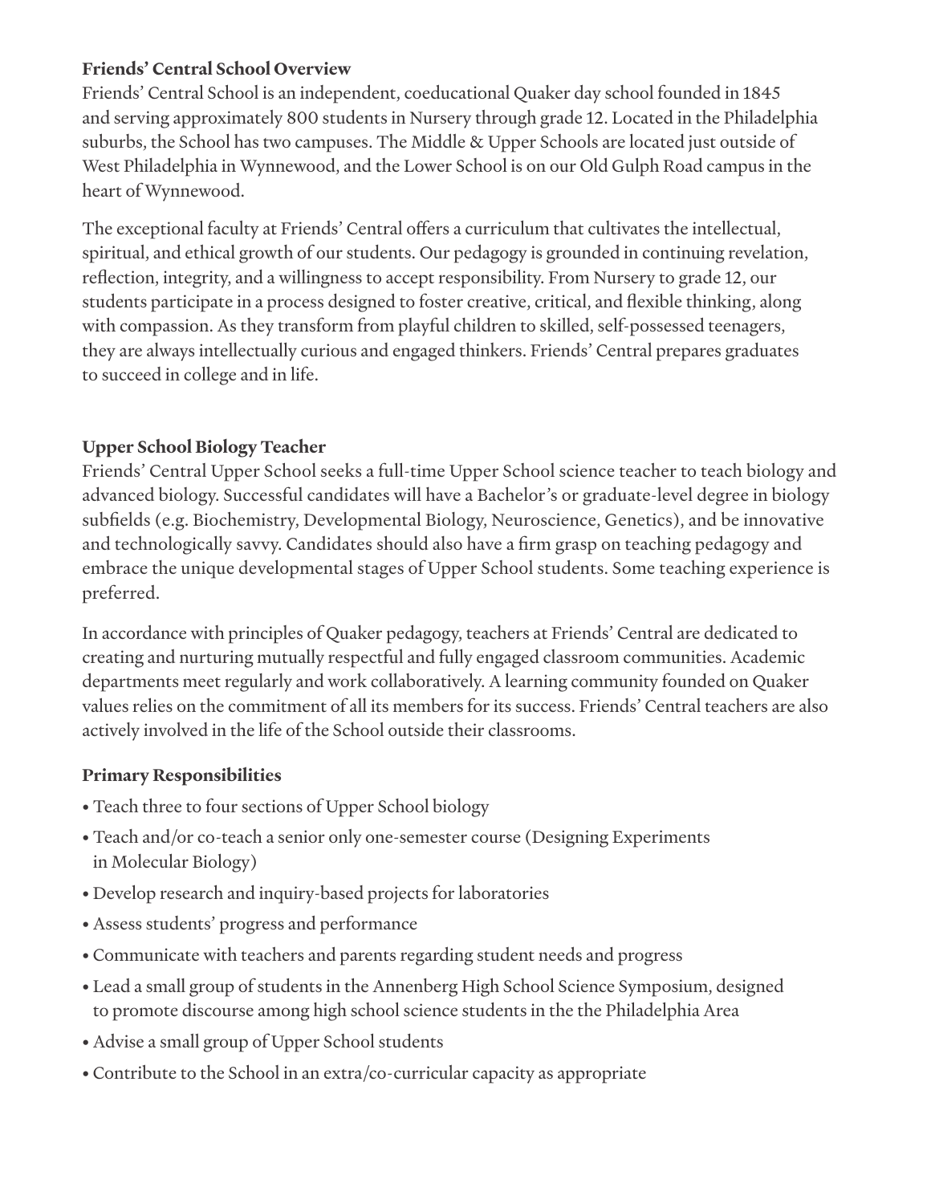**Friends' Central School Overview**

Friends' Central School is an independent, coeducational Quaker day school founded in 1845 and serving approximately 800 students in Nursery through grade 12. Located in the Philadelphia suburbs, the School has two campuses. The Middle & Upper Schools are located just outside of West Philadelphia in Wynnewood, and the Lower School is on our Old Gulph Road campus in the heart of Wynnewood.

The exceptional faculty at Friends' Central offers a curriculum that cultivates the intellectual, spiritual, and ethical growth of our students. Our pedagogy is grounded in continuing revelation, reflection, integrity, and a willingness to accept responsibility. From Nursery to grade 12, our students participate in a process designed to foster creative, critical, and flexible thinking, along with compassion. As they transform from playful children to skilled, self-possessed teenagers, they are always intellectually curious and engaged thinkers. Friends' Central prepares graduates to succeed in college and in life.

**Upper School Biology Teacher**

Friends' Central Upper School seeks a full-time Upper School science teacher to teach biology and advanced biology. Successful candidates will have a Bachelor's or graduate-level degree in biology subfields (e.g. Biochemistry, Developmental Biology, Neuroscience, Genetics), and be innovative and technologically savvy. Candidates should also have a firm grasp on teaching pedagogy and embrace the unique developmental stages of Upper School students. Some teaching experience is preferred.

In accordance with principles of Quaker pedagogy, teachers at Friends' Central are dedicated to creating and nurturing mutually respectful and fully engaged classroom communities. Academic departments meet regularly and work collaboratively. A learning community founded on Quaker values relies on the commitment of all its members for its success. Friends' Central teachers are also actively involved in the life of the School outside their classrooms.

**Primary Responsibilities**

- Teach three to four sections of Upper School biology
- Teach and/or co-teach a senior only one-semester course (Designing Experiments in Molecular Biology)
- Develop research and inquiry-based projects for laboratories
- Assess students' progress and performance
- Communicate with teachers and parents regarding student needs and progress
- Lead a small group of students in the Annenberg High School Science Symposium, designed to promote discourse among high school science students in the the Philadelphia Area
- Advise a small group of Upper School students
- Contribute to the School in an extra/co-curricular capacity as appropriate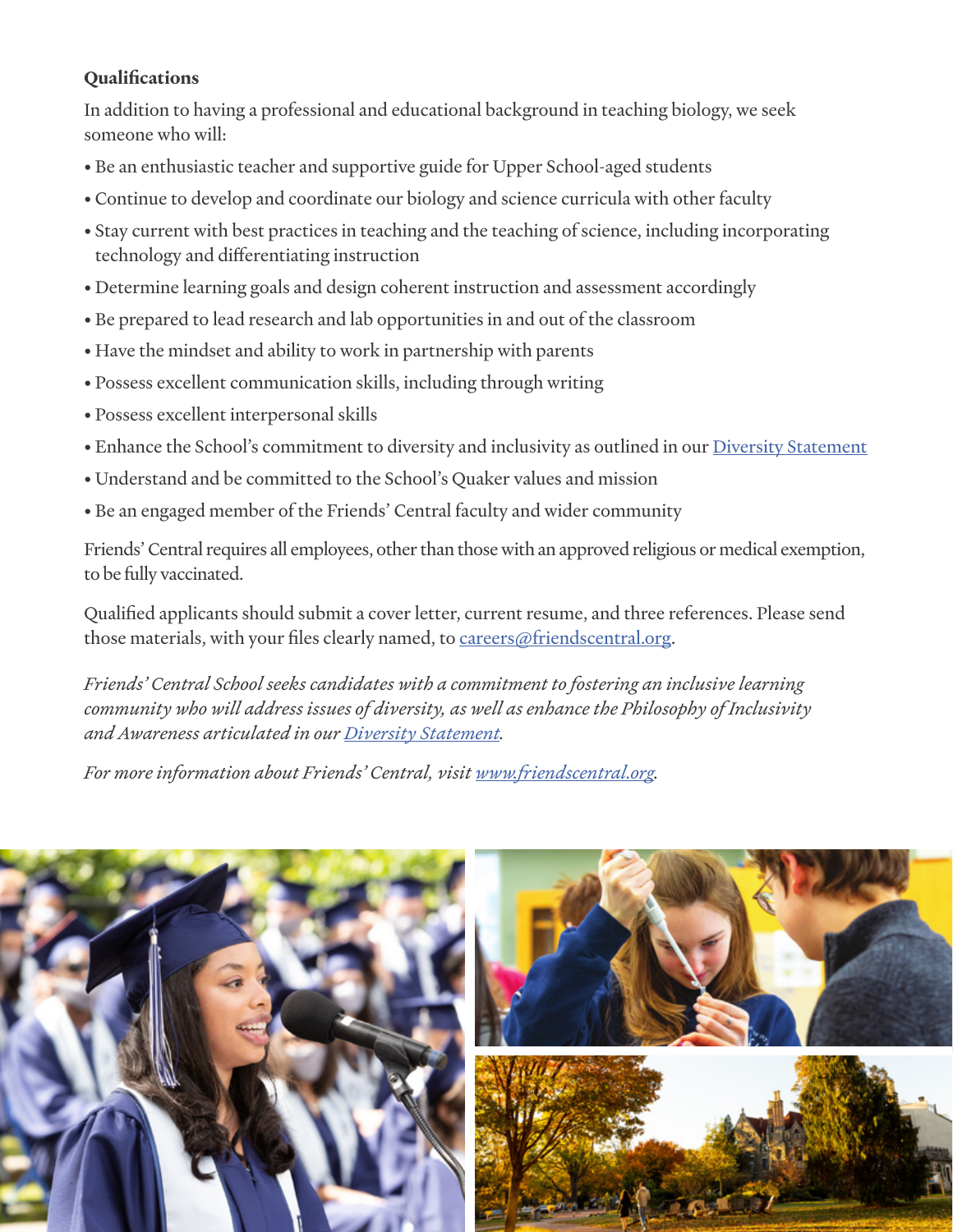**Qualifications**

In addition to having a professional and educational background in teaching biology, we seek someone who will:

- Be an enthusiastic teacher and supportive guide for Upper School-aged students
- Continue to develop and coordinate our biology and science curricula with other faculty
- Stay current with best practices in teaching and the teaching of science, including incorporating technology and differentiating instruction
- Determine learning goals and design coherent instruction and assessment accordingly
- Be prepared to lead research and lab opportunities in and out of the classroom
- Have the mindset and ability to work in partnership with parents
- Possess excellent communication skills, including through writing
- Possess excellent interpersonal skills
- Enhance the School's commitment to diversity and inclusivity as outlined in our Diversity Statement
- Understand and be committed to the School's Quaker values and mission
- Be an engaged member of the Friends' Central faculty and wider community

Friends' Central requires all employees, other than those with an approved religious or medical exemption, to be fully vaccinated.

Qualified applicants should submit a cover letter, current resume, and three references. Please send those materials, with your files clearly named, to careers@friendscentral.org.

*Friends' Central School seeks candidates with a commitment to fostering an inclusive learning community who will address issues of diversity, as well as enhance the Philosophy of Inclusivity and Awareness articulated in our Diversity Statement.*

*For more information about Friends' Central, visit www.friendscentral.org.*